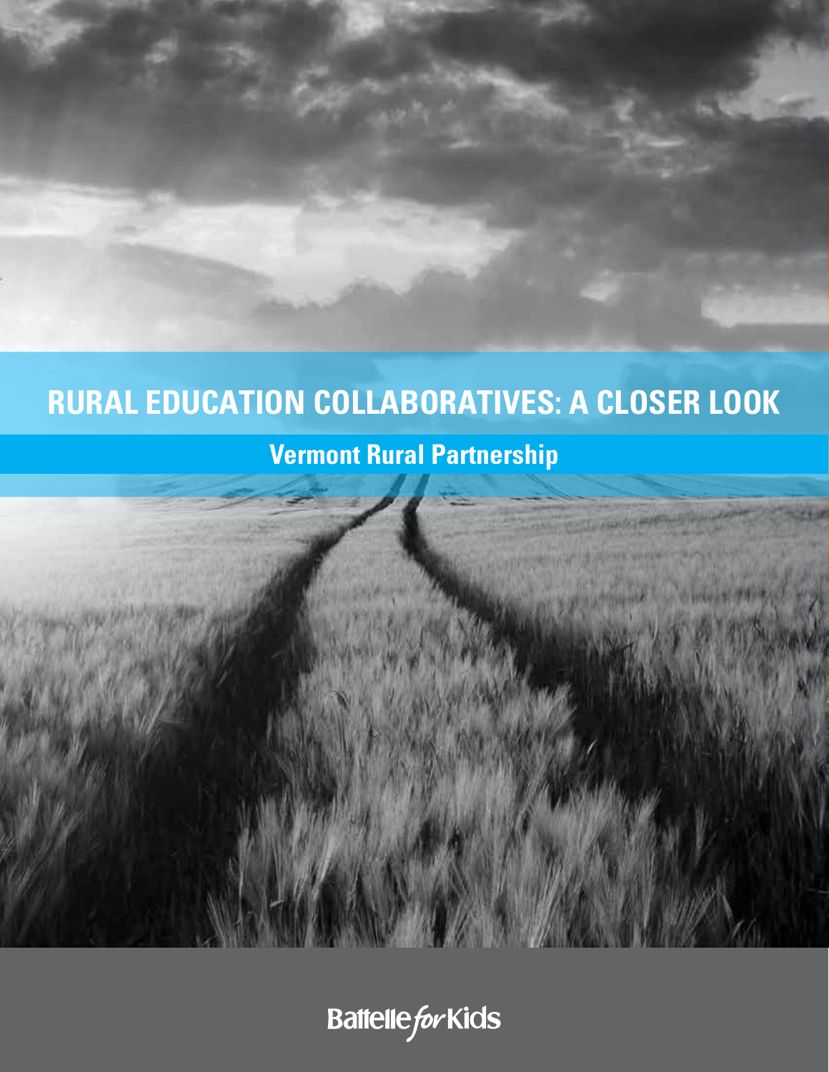# RURAL EDUCATION COLLABORATIVES: A CLOSER LOOK

## Vermont Rural Partnership

Battelle for Kids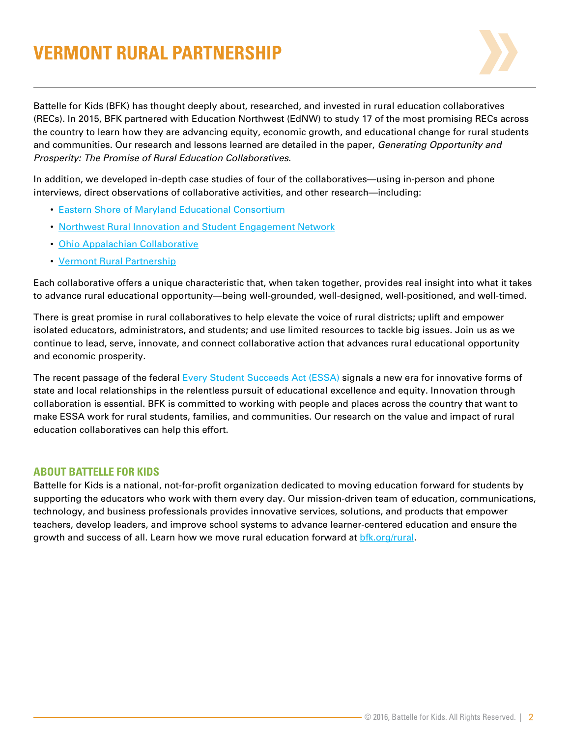# VERMONT RURAL PARTNERSHIP

Battelle for Kids (BFK) has thought deeply about, researched, and invested in rural education collaboratives (RECs). In 2015, BFK partnered with Education Northwest (EdNW) to study 17 of the most promising RECs across the country to learn how they are advancing equity, economic growth, and educational change for rural students and communities. Our research and lessons learned are detailed in the paper, *Generating Opportunity and Prosperity: The Promise of Rural Education Collaboratives*.

In addition, we developed in-depth case studies of four of the collaboratives—using in-person and phone interviews, direct observations of collaborative activities, and other research—including:

- Eastern Shore of Maryland Educational Consortium
- Northwest Rural Innovation and Student Engagement Network
- Ohio Appalachian Collaborative
- Vermont Rural Partnership

Each collaborative offers a unique characteristic that, when taken together, provides real insight into what it takes to advance rural educational opportunity—being well-grounded, well-designed, well-positioned, and well-timed.

There is great promise in rural collaboratives to help elevate the voice of rural districts; uplift and empower isolated educators, administrators, and students; and use limited resources to tackle big issues. Join us as we continue to lead, serve, innovate, and connect collaborative action that advances rural educational opportunity and economic prosperity.

The recent passage of the federal Every Student Succeeds Act (ESSA) signals a new era for innovative forms of state and local relationships in the relentless pursuit of educational excellence and equity. Innovation through collaboration is essential. BFK is committed to working with people and places across the country that want to make ESSA work for rural students, families, and communities. Our research on the value and impact of rural education collaboratives can help this effort.

## ABOUT BATTELLE FOR KIDS

Battelle for Kids is a national, not-for-profit organization dedicated to moving education forward for students by supporting the educators who work with them every day. Our mission-driven team of education, communications, technology, and business professionals provides innovative services, solutions, and products that empower teachers, develop leaders, and improve school systems to advance learner-centered education and ensure the growth and success of all. Learn how we move rural education forward at bfk.org/rural.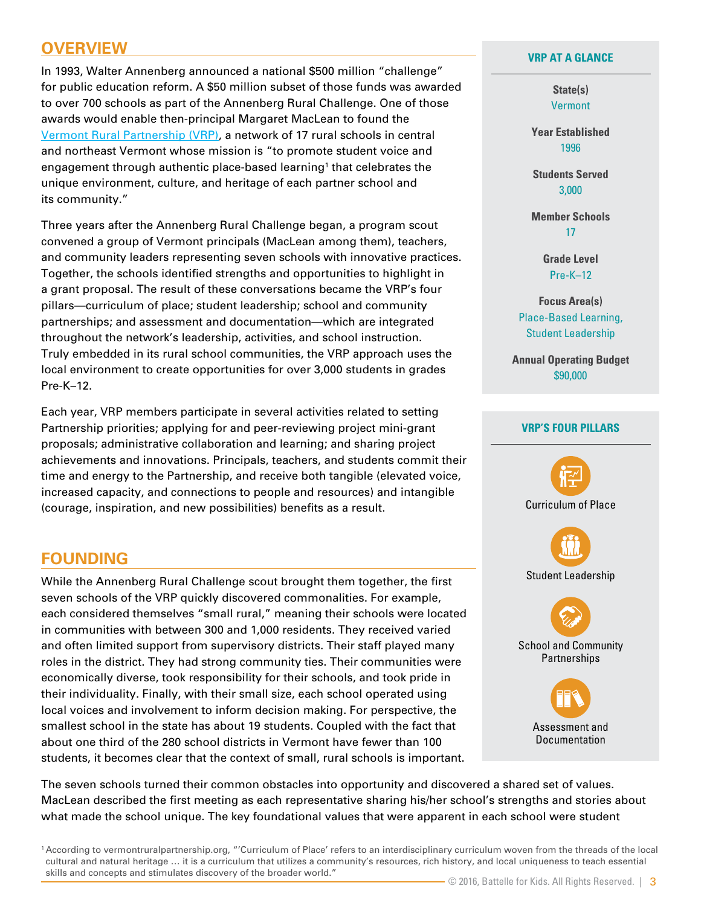## OVERVIEW

In 1993, Walter Annenberg announced a national $500 million "challenge" for public education reform. A $50 million subset of those funds was awarded to over 700 schools as part of the Annenberg Rural Challenge. One of those awards would enable then-principal Margaret MacLean to found the Vermont Rural Partnership (VRP), a network of 17 rural schools in central and northeast Vermont whose mission is "to promote student voice and engagement through authentic place-based learning[1] that celebrates the unique environment, culture, and heritage of each partner school and its community."

Three years after the Annenberg Rural Challenge began, a program scout convened a group of Vermont principals (MacLean among them), teachers, and community leaders representing seven schools with innovative practices. Together, the schools identified strengths and opportunities to highlight in a grant proposal. The result of these conversations became the VRP's four pillars—curriculum of place; student leadership; school and community partnerships; and assessment and documentation—which are integrated throughout the network's leadership, activities, and school instruction. Truly embedded in its rural school communities, the VRP approach uses the local environment to create opportunities for over 3,000 students in grades Pre-K–12.

Each year, VRP members participate in several activities related to setting Partnership priorities; applying for and peer-reviewing project mini-grant proposals; administrative collaboration and learning; and sharing project achievements and innovations. Principals, teachers, and students commit their time and energy to the Partnership, and receive both tangible (elevated voice, increased capacity, and connections to people and resources) and intangible (courage, inspiration, and new possibilities) benefits as a result.

### VRP AT A GLANCE

**State(s)**
Vermont

**Year Established**
1996

**Students Served**
3,000

**Member Schools**
17

**Grade Level**
Pre-K–12

**Focus Area(s)**
Place-Based Learning, Student Leadership

**Annual Operating Budget**
$90,000

### VRP'S FOUR PILLARS

- Curriculum of Place
- Student Leadership
- School and Community Partnerships
- Assessment and Documentation

## FOUNDING

While the Annenberg Rural Challenge scout brought them together, the first seven schools of the VRP quickly discovered commonalities. For example, each considered themselves "small rural," meaning their schools were located in communities with between 300 and 1,000 residents. They received varied and often limited support from supervisory districts. Their staff played many roles in the district. They had strong community ties. Their communities were economically diverse, took responsibility for their schools, and took pride in their individuality. Finally, with their small size, each school operated using local voices and involvement to inform decision making. For perspective, the smallest school in the state has about 19 students. Coupled with the fact that about one third of the 280 school districts in Vermont have fewer than 100 students, it becomes clear that the context of small, rural schools is important.

The seven schools turned their common obstacles into opportunity and discovered a shared set of values. MacLean described the first meeting as each representative sharing his/her school's strengths and stories about what made the school unique. The key foundational values that were apparent in each school were student

[1] According to vermontruralpartnership.org, "'Curriculum of Place' refers to an interdisciplinary curriculum woven from the threads of the local cultural and natural heritage … it is a curriculum that utilizes a community's resources, rich history, and local uniqueness to teach essential skills and concepts and stimulates discovery of the broader world."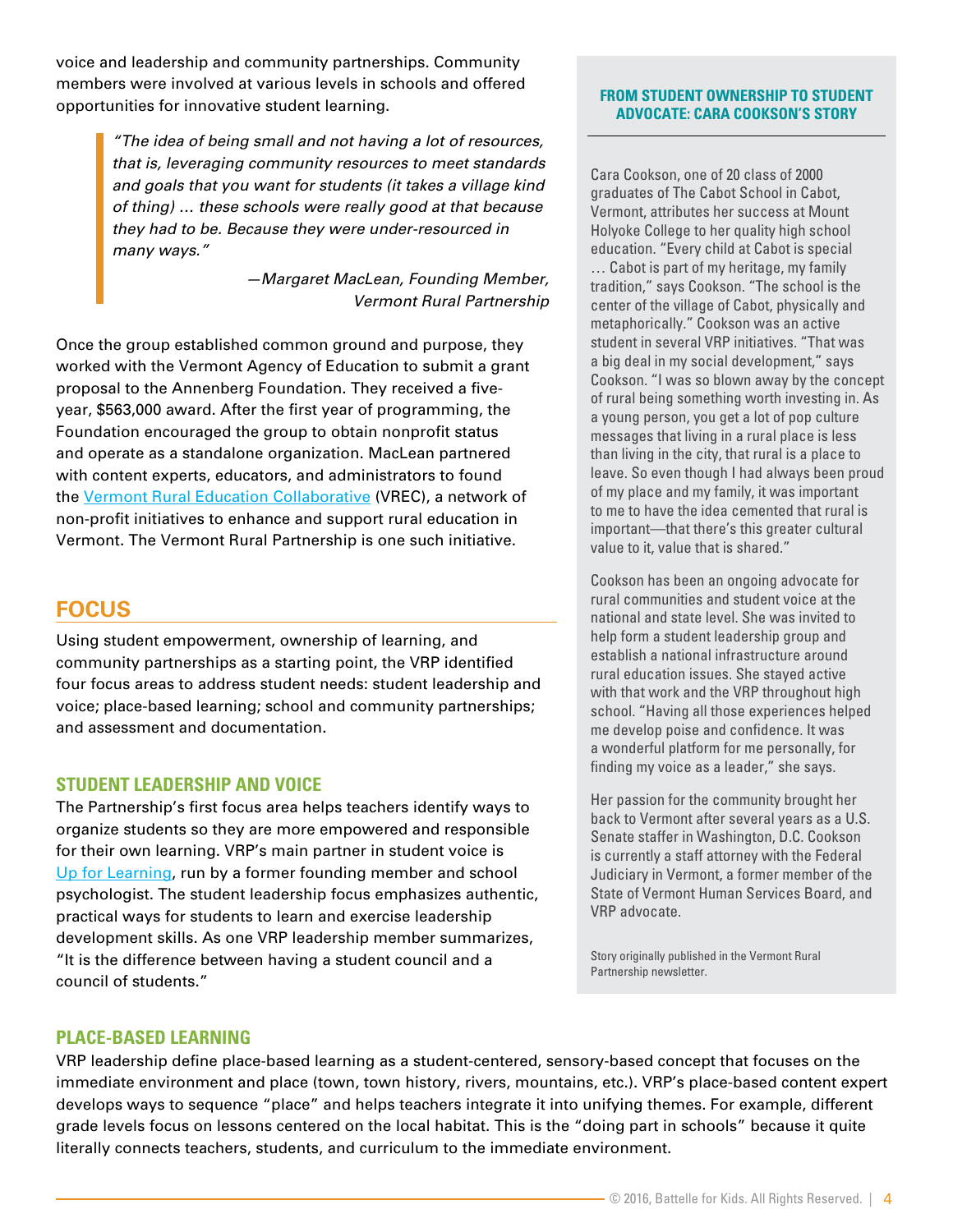voice and leadership and community partnerships. Community members were involved at various levels in schools and offered opportunities for innovative student learning.

> *"The idea of being small and not having a lot of resources, that is, leveraging community resources to meet standards and goals that you want for students (it takes a village kind of thing) … these schools were really good at that because they had to be. Because they were under-resourced in many ways."*
>
> *—Margaret MacLean, Founding Member, Vermont Rural Partnership*

Once the group established common ground and purpose, they worked with the Vermont Agency of Education to submit a grant proposal to the Annenberg Foundation. They received a five-year, $563,000 award. After the first year of programming, the Foundation encouraged the group to obtain nonprofit status and operate as a standalone organization. MacLean partnered with content experts, educators, and administrators to found the Vermont Rural Education Collaborative (VREC), a network of non-profit initiatives to enhance and support rural education in Vermont. The Vermont Rural Partnership is one such initiative.

## FOCUS

Using student empowerment, ownership of learning, and community partnerships as a starting point, the VRP identified four focus areas to address student needs: student leadership and voice; place-based learning; school and community partnerships; and assessment and documentation.

### STUDENT LEADERSHIP AND VOICE

The Partnership's first focus area helps teachers identify ways to organize students so they are more empowered and responsible for their own learning. VRP's main partner in student voice is Up for Learning, run by a former founding member and school psychologist. The student leadership focus emphasizes authentic, practical ways for students to learn and exercise leadership development skills. As one VRP leadership member summarizes, "It is the difference between having a student council and a council of students."

### FROM STUDENT OWNERSHIP TO STUDENT ADVOCATE: CARA COOKSON'S STORY

Cara Cookson, one of 20 class of 2000 graduates of The Cabot School in Cabot, Vermont, attributes her success at Mount Holyoke College to her quality high school education. "Every child at Cabot is special … Cabot is part of my heritage, my family tradition," says Cookson. "The school is the center of the village of Cabot, physically and metaphorically." Cookson was an active student in several VRP initiatives. "That was a big deal in my social development," says Cookson. "I was so blown away by the concept of rural being something worth investing in. As a young person, you get a lot of pop culture messages that living in a rural place is less than living in the city, that rural is a place to leave. So even though I had always been proud of my place and my family, it was important to me to have the idea cemented that rural is important—that there's this greater cultural value to it, value that is shared."

Cookson has been an ongoing advocate for rural communities and student voice at the national and state level. She was invited to help form a student leadership group and establish a national infrastructure around rural education issues. She stayed active with that work and the VRP throughout high school. "Having all those experiences helped me develop poise and confidence. It was a wonderful platform for me personally, for finding my voice as a leader," she says.

Her passion for the community brought her back to Vermont after several years as a U.S. Senate staffer in Washington, D.C. Cookson is currently a staff attorney with the Federal Judiciary in Vermont, a former member of the State of Vermont Human Services Board, and VRP advocate.

Story originally published in the Vermont Rural Partnership newsletter.

### PLACE-BASED LEARNING

VRP leadership define place-based learning as a student-centered, sensory-based concept that focuses on the immediate environment and place (town, town history, rivers, mountains, etc.). VRP's place-based content expert develops ways to sequence "place" and helps teachers integrate it into unifying themes. For example, different grade levels focus on lessons centered on the local habitat. This is the "doing part in schools" because it quite literally connects teachers, students, and curriculum to the immediate environment.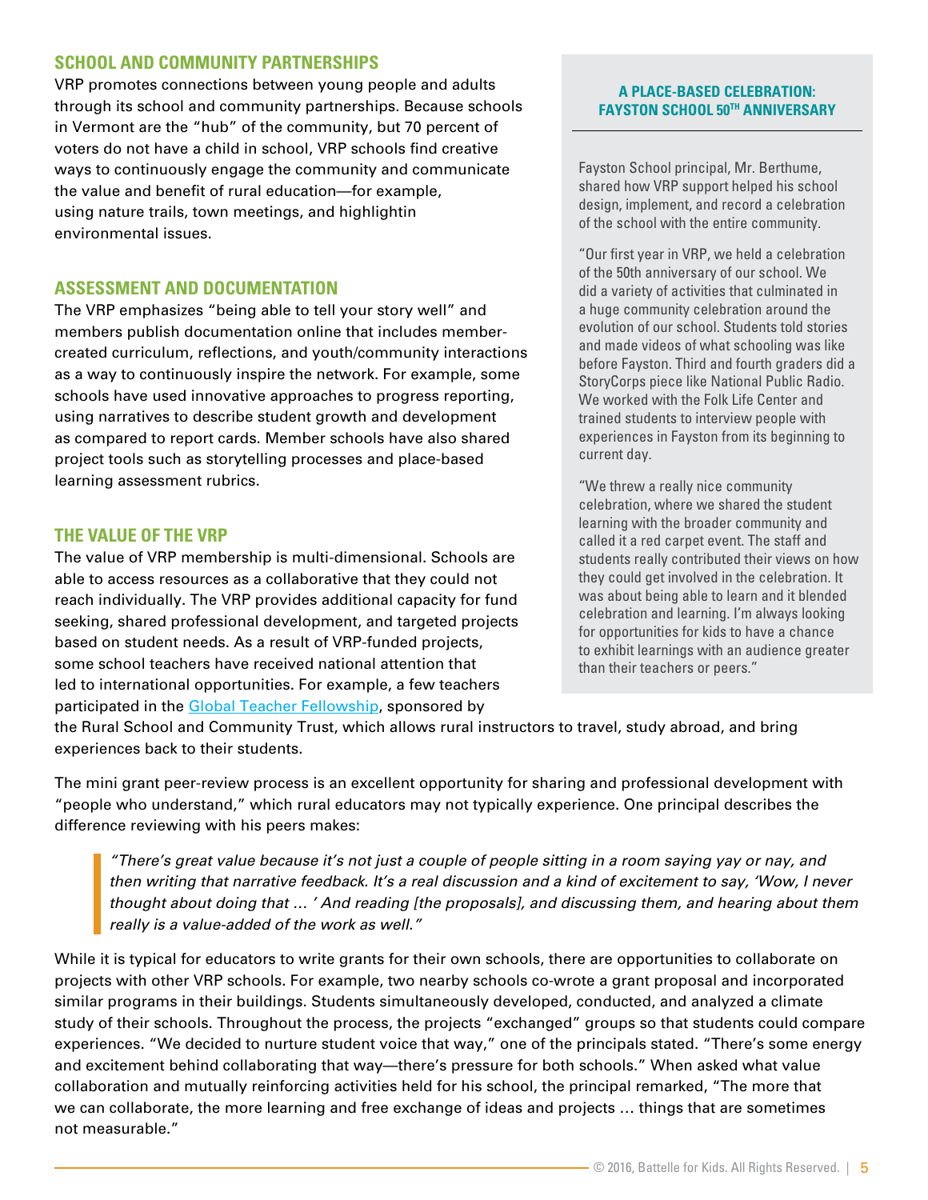## SCHOOL AND COMMUNITY PARTNERSHIPS

VRP promotes connections between young people and adults through its school and community partnerships. Because schools in Vermont are the "hub" of the community, but 70 percent of voters do not have a child in school, VRP schools find creative ways to continuously engage the community and communicate the value and benefit of rural education—for example, using nature trails, town meetings, and highlightin environmental issues.

## ASSESSMENT AND DOCUMENTATION

The VRP emphasizes "being able to tell your story well" and members publish documentation online that includes member-created curriculum, reflections, and youth/community interactions as a way to continuously inspire the network. For example, some schools have used innovative approaches to progress reporting, using narratives to describe student growth and development as compared to report cards. Member schools have also shared project tools such as storytelling processes and place-based learning assessment rubrics.

## THE VALUE OF THE VRP

The value of VRP membership is multi-dimensional. Schools are able to access resources as a collaborative that they could not reach individually. The VRP provides additional capacity for fund seeking, shared professional development, and targeted projects based on student needs. As a result of VRP-funded projects, some school teachers have received national attention that led to international opportunities. For example, a few teachers participated in the Global Teacher Fellowship, sponsored by the Rural School and Community Trust, which allows rural instructors to travel, study abroad, and bring experiences back to their students.

The mini grant peer-review process is an excellent opportunity for sharing and professional development with "people who understand," which rural educators may not typically experience. One principal describes the difference reviewing with his peers makes:

> *"There's great value because it's not just a couple of people sitting in a room saying yay or nay, and then writing that narrative feedback. It's a real discussion and a kind of excitement to say, 'Wow, I never thought about doing that ... ' And reading [the proposals], and discussing them, and hearing about them really is a value-added of the work as well."*

While it is typical for educators to write grants for their own schools, there are opportunities to collaborate on projects with other VRP schools. For example, two nearby schools co-wrote a grant proposal and incorporated similar programs in their buildings. Students simultaneously developed, conducted, and analyzed a climate study of their schools. Throughout the process, the projects "exchanged" groups so that students could compare experiences. "We decided to nurture student voice that way," one of the principals stated. "There's some energy and excitement behind collaborating that way—there's pressure for both schools." When asked what value collaboration and mutually reinforcing activities held for his school, the principal remarked, "The more that we can collaborate, the more learning and free exchange of ideas and projects … things that are sometimes not measurable."

### A PLACE-BASED CELEBRATION: FAYSTON SCHOOL 50TH ANNIVERSARY

Fayston School principal, Mr. Berthume, shared how VRP support helped his school design, implement, and record a celebration of the school with the entire community.

"Our first year in VRP, we held a celebration of the 50th anniversary of our school. We did a variety of activities that culminated in a huge community celebration around the evolution of our school. Students told stories and made videos of what schooling was like before Fayston. Third and fourth graders did a StoryCorps piece like National Public Radio. We worked with the Folk Life Center and trained students to interview people with experiences in Fayston from its beginning to current day.

"We threw a really nice community celebration, where we shared the student learning with the broader community and called it a red carpet event. The staff and students really contributed their views on how they could get involved in the celebration. It was about being able to learn and it blended celebration and learning. I'm always looking for opportunities for kids to have a chance to exhibit learnings with an audience greater than their teachers or peers."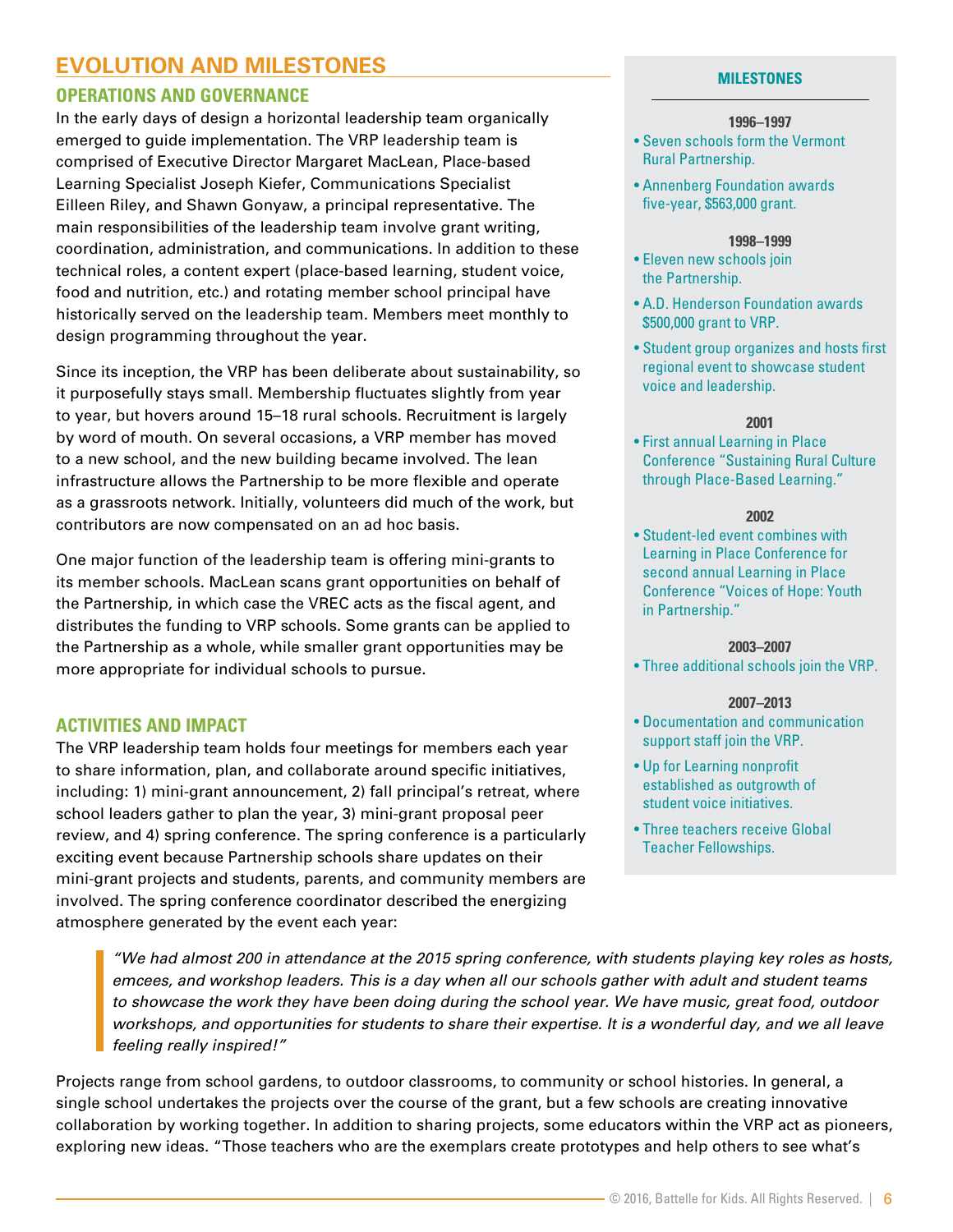# EVOLUTION AND MILESTONES

## OPERATIONS AND GOVERNANCE

In the early days of design a horizontal leadership team organically emerged to guide implementation. The VRP leadership team is comprised of Executive Director Margaret MacLean, Place-based Learning Specialist Joseph Kiefer, Communications Specialist Eilleen Riley, and Shawn Gonyaw, a principal representative. The main responsibilities of the leadership team involve grant writing, coordination, administration, and communications. In addition to these technical roles, a content expert (place-based learning, student voice, food and nutrition, etc.) and rotating member school principal have historically served on the leadership team. Members meet monthly to design programming throughout the year.

Since its inception, the VRP has been deliberate about sustainability, so it purposefully stays small. Membership fluctuates slightly from year to year, but hovers around 15–18 rural schools. Recruitment is largely by word of mouth. On several occasions, a VRP member has moved to a new school, and the new building became involved. The lean infrastructure allows the Partnership to be more flexible and operate as a grassroots network. Initially, volunteers did much of the work, but contributors are now compensated on an ad hoc basis.

One major function of the leadership team is offering mini-grants to its member schools. MacLean scans grant opportunities on behalf of the Partnership, in which case the VREC acts as the fiscal agent, and distributes the funding to VRP schools. Some grants can be applied to the Partnership as a whole, while smaller grant opportunities may be more appropriate for individual schools to pursue.

## ACTIVITIES AND IMPACT

The VRP leadership team holds four meetings for members each year to share information, plan, and collaborate around specific initiatives, including: 1) mini-grant announcement, 2) fall principal's retreat, where school leaders gather to plan the year, 3) mini-grant proposal peer review, and 4) spring conference. The spring conference is a particularly exciting event because Partnership schools share updates on their mini-grant projects and students, parents, and community members are involved. The spring conference coordinator described the energizing atmosphere generated by the event each year:

> *"We had almost 200 in attendance at the 2015 spring conference, with students playing key roles as hosts, emcees, and workshop leaders. This is a day when all our schools gather with adult and student teams to showcase the work they have been doing during the school year. We have music, great food, outdoor workshops, and opportunities for students to share their expertise. It is a wonderful day, and we all leave feeling really inspired!"*

Projects range from school gardens, to outdoor classrooms, to community or school histories. In general, a single school undertakes the projects over the course of the grant, but a few schools are creating innovative collaboration by working together. In addition to sharing projects, some educators within the VRP act as pioneers, exploring new ideas. "Those teachers who are the exemplars create prototypes and help others to see what's

### MILESTONES

**1996–1997**

- Seven schools form the Vermont Rural Partnership.
- Annenberg Foundation awards five-year, $563,000 grant.

**1998–1999**

- Eleven new schools join the Partnership.
- A.D. Henderson Foundation awards $500,000 grant to VRP.
- Student group organizes and hosts first regional event to showcase student voice and leadership.

**2001**

- First annual Learning in Place Conference "Sustaining Rural Culture through Place-Based Learning."

**2002**

- Student-led event combines with Learning in Place Conference for second annual Learning in Place Conference "Voices of Hope: Youth in Partnership."

**2003–2007**

- Three additional schools join the VRP.

**2007–2013**

- Documentation and communication support staff join the VRP.
- Up for Learning nonprofit established as outgrowth of student voice initiatives.
- Three teachers receive Global Teacher Fellowships.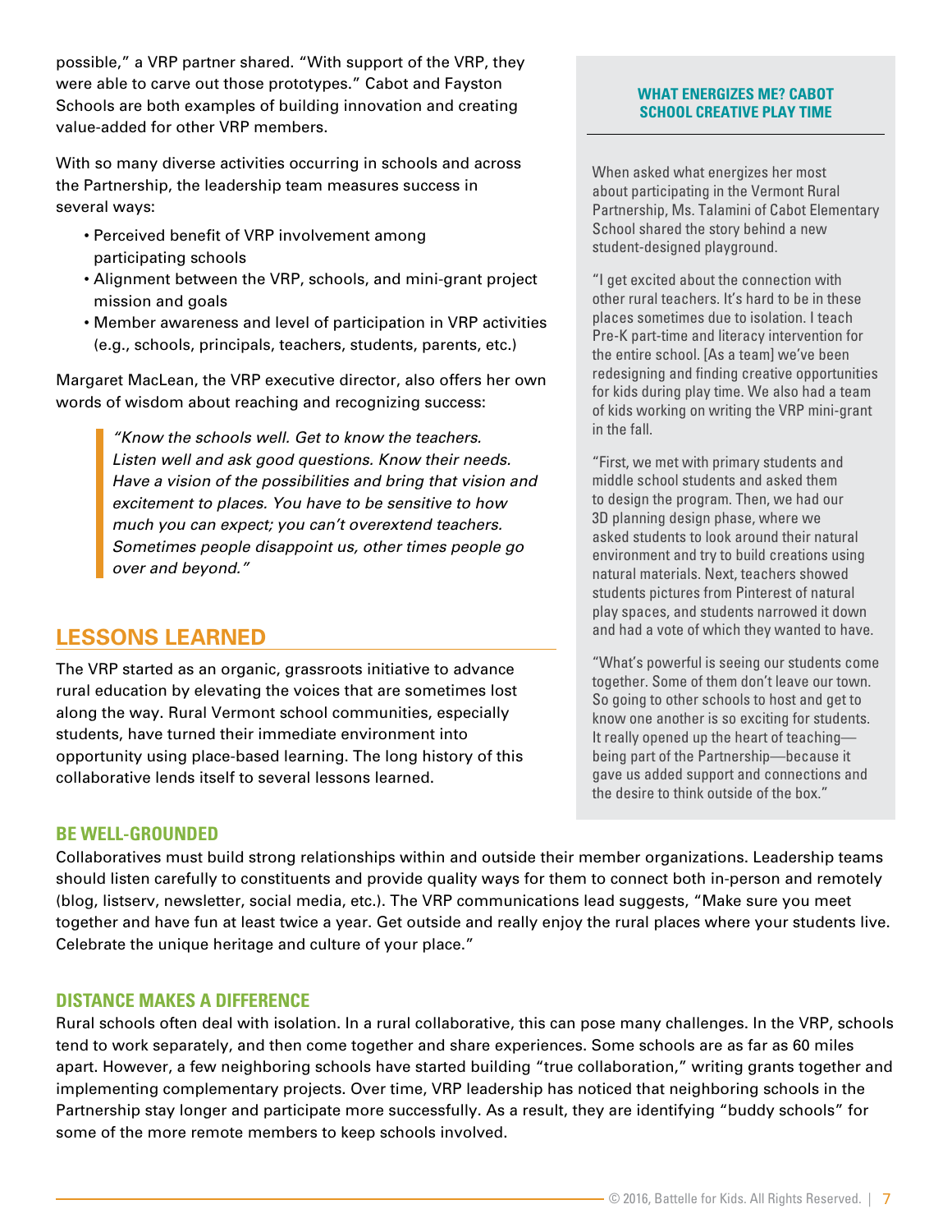possible," a VRP partner shared. "With support of the VRP, they were able to carve out those prototypes." Cabot and Fayston Schools are both examples of building innovation and creating value-added for other VRP members.

With so many diverse activities occurring in schools and across the Partnership, the leadership team measures success in several ways:

- Perceived benefit of VRP involvement among participating schools
- Alignment between the VRP, schools, and mini-grant project mission and goals
- Member awareness and level of participation in VRP activities (e.g., schools, principals, teachers, students, parents, etc.)

Margaret MacLean, the VRP executive director, also offers her own words of wisdom about reaching and recognizing success:

> *"Know the schools well. Get to know the teachers. Listen well and ask good questions. Know their needs. Have a vision of the possibilities and bring that vision and excitement to places. You have to be sensitive to how much you can expect; you can't overextend teachers. Sometimes people disappoint us, other times people go over and beyond."*

## LESSONS LEARNED

The VRP started as an organic, grassroots initiative to advance rural education by elevating the voices that are sometimes lost along the way. Rural Vermont school communities, especially students, have turned their immediate environment into opportunity using place-based learning. The long history of this collaborative lends itself to several lessons learned.

### WHAT ENERGIZES ME? CABOT SCHOOL CREATIVE PLAY TIME

When asked what energizes her most about participating in the Vermont Rural Partnership, Ms. Talamini of Cabot Elementary School shared the story behind a new student-designed playground.

"I get excited about the connection with other rural teachers. It's hard to be in these places sometimes due to isolation. I teach Pre-K part-time and literacy intervention for the entire school. [As a team] we've been redesigning and finding creative opportunities for kids during play time. We also had a team of kids working on writing the VRP mini-grant in the fall.

"First, we met with primary students and middle school students and asked them to design the program. Then, we had our 3D planning design phase, where we asked students to look around their natural environment and try to build creations using natural materials. Next, teachers showed students pictures from Pinterest of natural play spaces, and students narrowed it down and had a vote of which they wanted to have.

"What's powerful is seeing our students come together. Some of them don't leave our town. So going to other schools to host and get to know one another is so exciting for students. It really opened up the heart of teaching—being part of the Partnership—because it gave us added support and connections and the desire to think outside of the box."

### BE WELL-GROUNDED

Collaboratives must build strong relationships within and outside their member organizations. Leadership teams should listen carefully to constituents and provide quality ways for them to connect both in-person and remotely (blog, listserv, newsletter, social media, etc.). The VRP communications lead suggests, "Make sure you meet together and have fun at least twice a year. Get outside and really enjoy the rural places where your students live. Celebrate the unique heritage and culture of your place."

### DISTANCE MAKES A DIFFERENCE

Rural schools often deal with isolation. In a rural collaborative, this can pose many challenges. In the VRP, schools tend to work separately, and then come together and share experiences. Some schools are as far as 60 miles apart. However, a few neighboring schools have started building "true collaboration," writing grants together and implementing complementary projects. Over time, VRP leadership has noticed that neighboring schools in the Partnership stay longer and participate more successfully. As a result, they are identifying "buddy schools" for some of the more remote members to keep schools involved.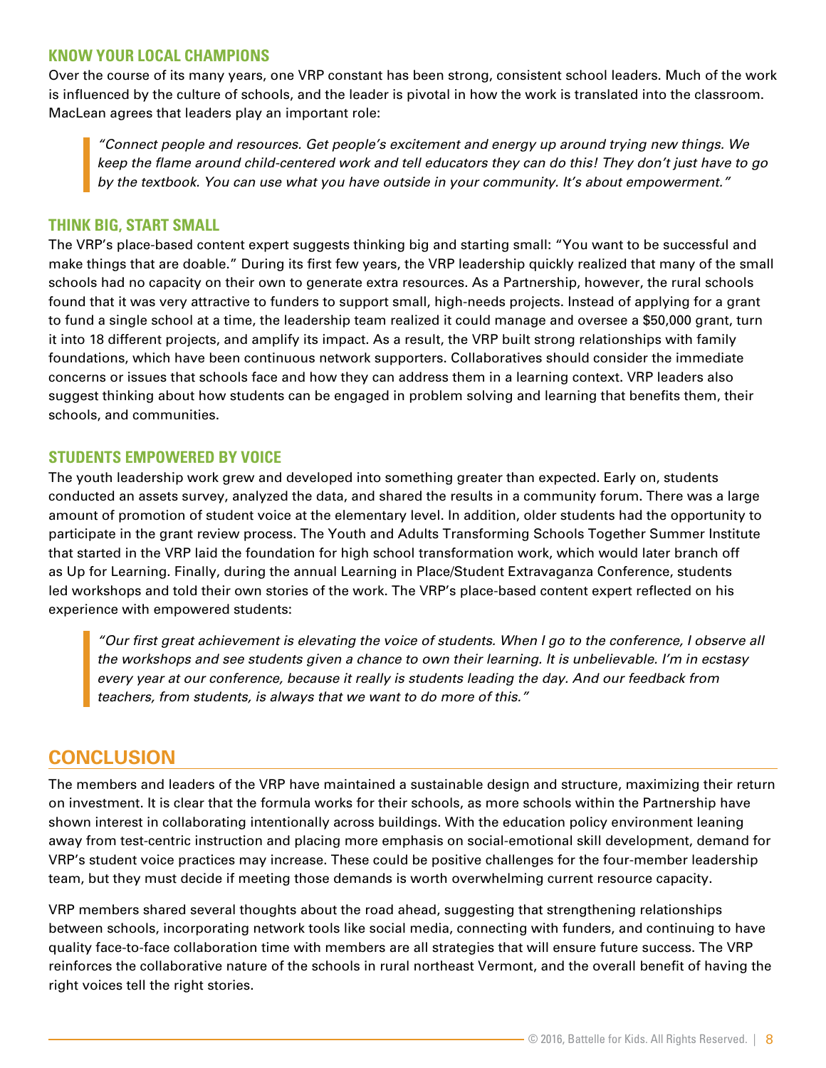### KNOW YOUR LOCAL CHAMPIONS

Over the course of its many years, one VRP constant has been strong, consistent school leaders. Much of the work is influenced by the culture of schools, and the leader is pivotal in how the work is translated into the classroom. MacLean agrees that leaders play an important role:

> *"Connect people and resources. Get people's excitement and energy up around trying new things. We keep the flame around child-centered work and tell educators they can do this! They don't just have to go by the textbook. You can use what you have outside in your community. It's about empowerment."*

### THINK BIG, START SMALL

The VRP's place-based content expert suggests thinking big and starting small: "You want to be successful and make things that are doable." During its first few years, the VRP leadership quickly realized that many of the small schools had no capacity on their own to generate extra resources. As a Partnership, however, the rural schools found that it was very attractive to funders to support small, high-needs projects. Instead of applying for a grant to fund a single school at a time, the leadership team realized it could manage and oversee a $50,000 grant, turn it into 18 different projects, and amplify its impact. As a result, the VRP built strong relationships with family foundations, which have been continuous network supporters. Collaboratives should consider the immediate concerns or issues that schools face and how they can address them in a learning context. VRP leaders also suggest thinking about how students can be engaged in problem solving and learning that benefits them, their schools, and communities.

### STUDENTS EMPOWERED BY VOICE

The youth leadership work grew and developed into something greater than expected. Early on, students conducted an assets survey, analyzed the data, and shared the results in a community forum. There was a large amount of promotion of student voice at the elementary level. In addition, older students had the opportunity to participate in the grant review process. The Youth and Adults Transforming Schools Together Summer Institute that started in the VRP laid the foundation for high school transformation work, which would later branch off as Up for Learning. Finally, during the annual Learning in Place/Student Extravaganza Conference, students led workshops and told their own stories of the work. The VRP's place-based content expert reflected on his experience with empowered students:

> *"Our first great achievement is elevating the voice of students. When I go to the conference, I observe all the workshops and see students given a chance to own their learning. It is unbelievable. I'm in ecstasy every year at our conference, because it really is students leading the day. And our feedback from teachers, from students, is always that we want to do more of this."*

## CONCLUSION

The members and leaders of the VRP have maintained a sustainable design and structure, maximizing their return on investment. It is clear that the formula works for their schools, as more schools within the Partnership have shown interest in collaborating intentionally across buildings. With the education policy environment leaning away from test-centric instruction and placing more emphasis on social-emotional skill development, demand for VRP's student voice practices may increase. These could be positive challenges for the four-member leadership team, but they must decide if meeting those demands is worth overwhelming current resource capacity.

VRP members shared several thoughts about the road ahead, suggesting that strengthening relationships between schools, incorporating network tools like social media, connecting with funders, and continuing to have quality face-to-face collaboration time with members are all strategies that will ensure future success. The VRP reinforces the collaborative nature of the schools in rural northeast Vermont, and the overall benefit of having the right voices tell the right stories.